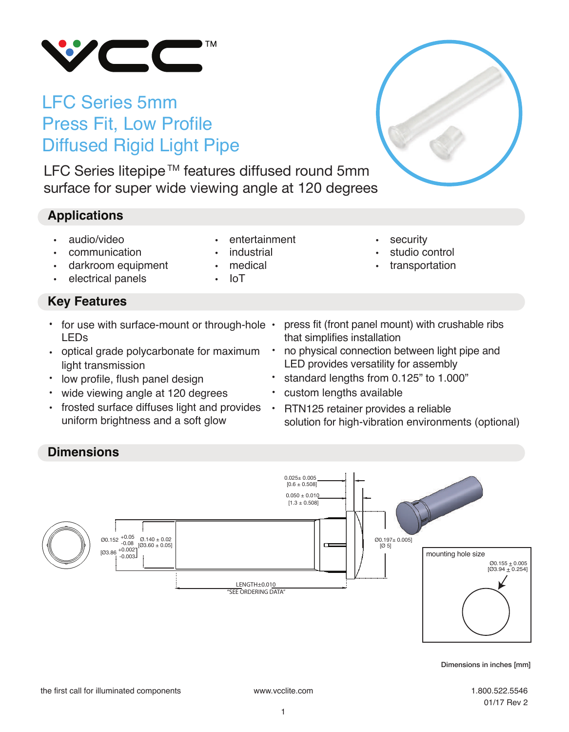# LFC Series 5mm Press Fit, Low Profile Diffused Rigid Light Pipe

LFC Series litepipe™ features diffused round 5mm surface for super wide viewing angle at 120 degrees

## Applications

- audio/video
- communication
- darkroom equipment
- electrical panels
- entertainment
- industrial
- medical
- IoT
- security
- studio control
- transportation

## Key Features

- for use with surface-mount or through-hole LEDs
- optical grade polycarbonate for maximum light transmission
- low profile, flush panel design
- wide viewing angle at 120 degrees
- frosted surface diffuses light and provides uniform brightness and a soft glow
- press fit (front panel mount) with crushable ribs that simplifies installation
- no physical connection between light pipe and LED provides versatility for assembly
- standard lengths from 0.125" to 1.000"
- custom lengths available
- RTN125 retainer provides a reliable solution for high-vibration environments (optional)

## Dimensions

0.025± 0.005
[0.6 ± 0.508]

0.050 ± 0.010
[1.3 ± 0.508]

Ø0.152 +0.05 -0.08
[Ø3.86 +0.002 -0.003]

Ø.140 ± 0.02
[Ø3.60 ± 0.05]

Ø0.197± 0.005]
[Ø 5]

LENGTH±0.010
"SEE ORDERING DATA"

mounting hole size

Ø0.155 ± 0.005
[Ø3.94 ± 0.254]

Dimensions in inches [mm]

the first call for illuminated components

www.vcclite.com

1.800.522.5546

01/17 Rev 2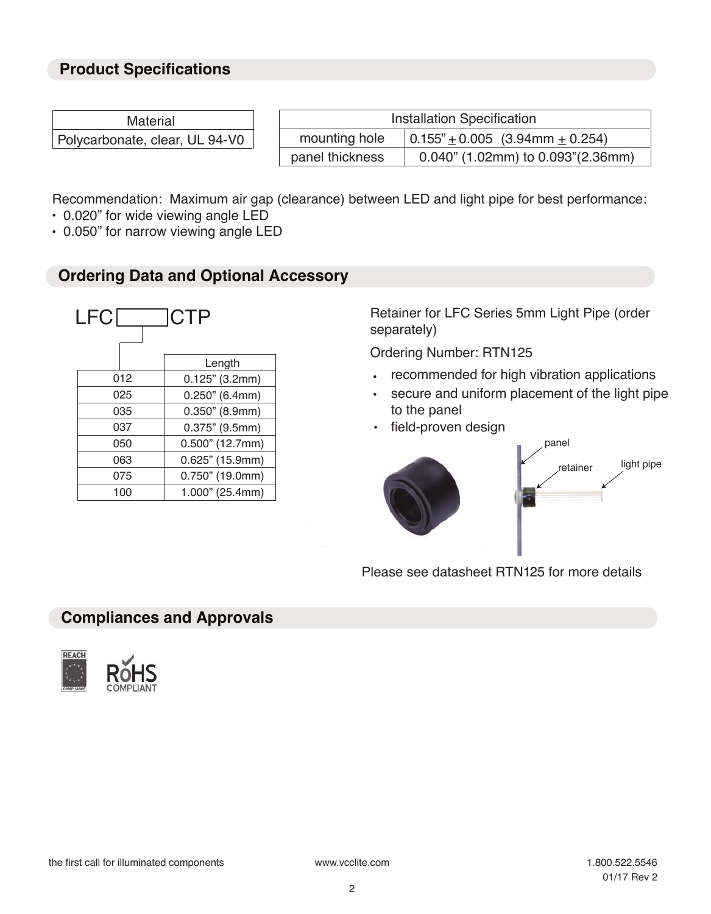## Product Specifications

| Material |
|---|
| Polycarbonate, clear, UL 94-V0 |

| Installation Specification | |
|---|---|
| mounting hole | 0.155" ± 0.005 (3.94mm ± 0.254) |
| panel thickness | 0.040" (1.02mm) to 0.093"(2.36mm) |

Recommendation: Maximum air gap (clearance) between LED and light pipe for best performance:

- 0.020" for wide viewing angle LED
- 0.050" for narrow viewing angle LED

## Ordering Data and Optional Accessory

LFC [ ] CTP

| | Length |
|---|---|
| 012 | 0.125" (3.2mm) |
| 025 | 0.250" (6.4mm) |
| 035 | 0.350" (8.9mm) |
| 037 | 0.375" (9.5mm) |
| 050 | 0.500" (12.7mm) |
| 063 | 0.625" (15.9mm) |
| 075 | 0.750" (19.0mm) |
| 100 | 1.000" (25.4mm) |

Retainer for LFC Series 5mm Light Pipe (order separately)

Ordering Number: RTN125

- recommended for high vibration applications
- secure and uniform placement of the light pipe to the panel
- field-proven design

panel

retainer

light pipe

Please see datasheet RTN125 for more details

## Compliances and Approvals

REACH COMPLIANCE

RoHS COMPLIANT

the first call for illuminated components www.vcclite.com 1.800.522.5546

01/17 Rev 2